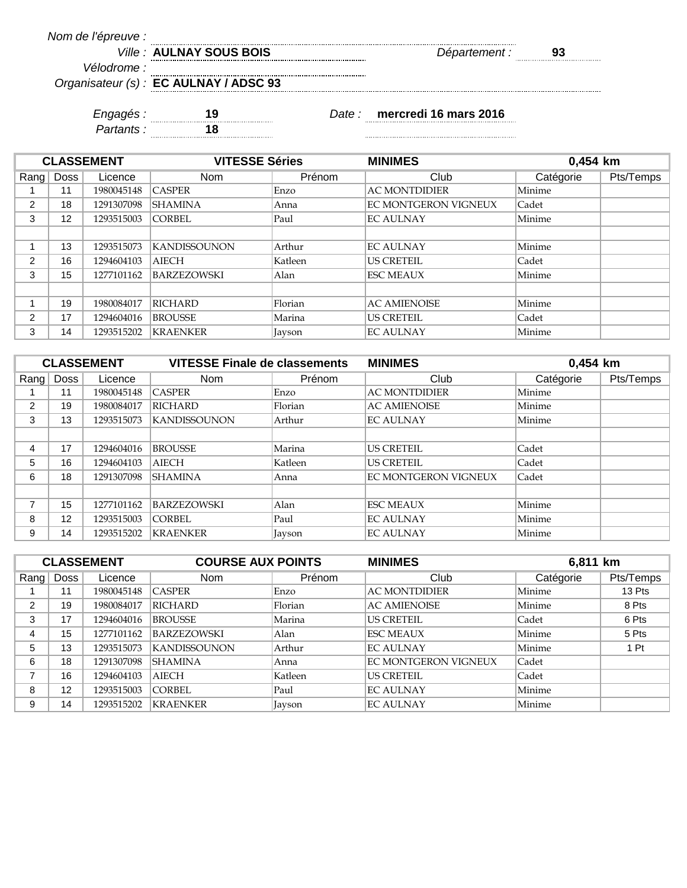*Nom de l'épreuve :*

*Ville :* **AULNAY SOUS BOIS** *Département :* **93**

*Vélodrome :*

*Organisateur (s) :* **EC AULNAY / ADSC 93**

*Engagés :* **19** *Date :* **mercredi 16 mars 2016**

*Partants :* **18**

| CLASSEMENT | | | VITESSE Séries | | MINIMES | 0,454 km | |
|---|---|---|---|---|---|---|---|
| Rang | Doss | Licence | Nom | Prénom | Club | Catégorie | Pts/Temps |
| 1 | 11 | 1980045148 | CASPER | Enzo | AC MONTDIDIER | Minime | |
| 2 | 18 | 1291307098 | SHAMINA | Anna | EC MONTGERON VIGNEUX | Cadet | |
| 3 | 12 | 1293515003 | CORBEL | Paul | EC AULNAY | Minime | |
| | | | | | | | |
| 1 | 13 | 1293515073 | KANDISSOUNON | Arthur | EC AULNAY | Minime | |
| 2 | 16 | 1294604103 | AIECH | Katleen | US CRETEIL | Cadet | |
| 3 | 15 | 1277101162 | BARZEZOWSKI | Alan | ESC MEAUX | Minime | |
| | | | | | | | |
| 1 | 19 | 1980084017 | RICHARD | Florian | AC AMIENOISE | Minime | |
| 2 | 17 | 1294604016 | BROUSSE | Marina | US CRETEIL | Cadet | |
| 3 | 14 | 1293515202 | KRAENKER | Jayson | EC AULNAY | Minime | |

| CLASSEMENT | | | VITESSE Finale de classements | | MINIMES | 0,454 km | |
|---|---|---|---|---|---|---|---|
| Rang | Doss | Licence | Nom | Prénom | Club | Catégorie | Pts/Temps |
| 1 | 11 | 1980045148 | CASPER | Enzo | AC MONTDIDIER | Minime | |
| 2 | 19 | 1980084017 | RICHARD | Florian | AC AMIENOISE | Minime | |
| 3 | 13 | 1293515073 | KANDISSOUNON | Arthur | EC AULNAY | Minime | |
| | | | | | | | |
| 4 | 17 | 1294604016 | BROUSSE | Marina | US CRETEIL | Cadet | |
| 5 | 16 | 1294604103 | AIECH | Katleen | US CRETEIL | Cadet | |
| 6 | 18 | 1291307098 | SHAMINA | Anna | EC MONTGERON VIGNEUX | Cadet | |
| | | | | | | | |
| 7 | 15 | 1277101162 | BARZEZOWSKI | Alan | ESC MEAUX | Minime | |
| 8 | 12 | 1293515003 | CORBEL | Paul | EC AULNAY | Minime | |
| 9 | 14 | 1293515202 | KRAENKER | Jayson | EC AULNAY | Minime | |

| CLASSEMENT | | | COURSE AUX POINTS | | MINIMES | 6,811 km | |
|---|---|---|---|---|---|---|---|
| Rang | Doss | Licence | Nom | Prénom | Club | Catégorie | Pts/Temps |
| 1 | 11 | 1980045148 | CASPER | Enzo | AC MONTDIDIER | Minime | 13 Pts |
| 2 | 19 | 1980084017 | RICHARD | Florian | AC AMIENOISE | Minime | 8 Pts |
| 3 | 17 | 1294604016 | BROUSSE | Marina | US CRETEIL | Cadet | 6 Pts |
| 4 | 15 | 1277101162 | BARZEZOWSKI | Alan | ESC MEAUX | Minime | 5 Pts |
| 5 | 13 | 1293515073 | KANDISSOUNON | Arthur | EC AULNAY | Minime | 1 Pt |
| 6 | 18 | 1291307098 | SHAMINA | Anna | EC MONTGERON VIGNEUX | Cadet | |
| 7 | 16 | 1294604103 | AIECH | Katleen | US CRETEIL | Cadet | |
| 8 | 12 | 1293515003 | CORBEL | Paul | EC AULNAY | Minime | |
| 9 | 14 | 1293515202 | KRAENKER | Jayson | EC AULNAY | Minime | |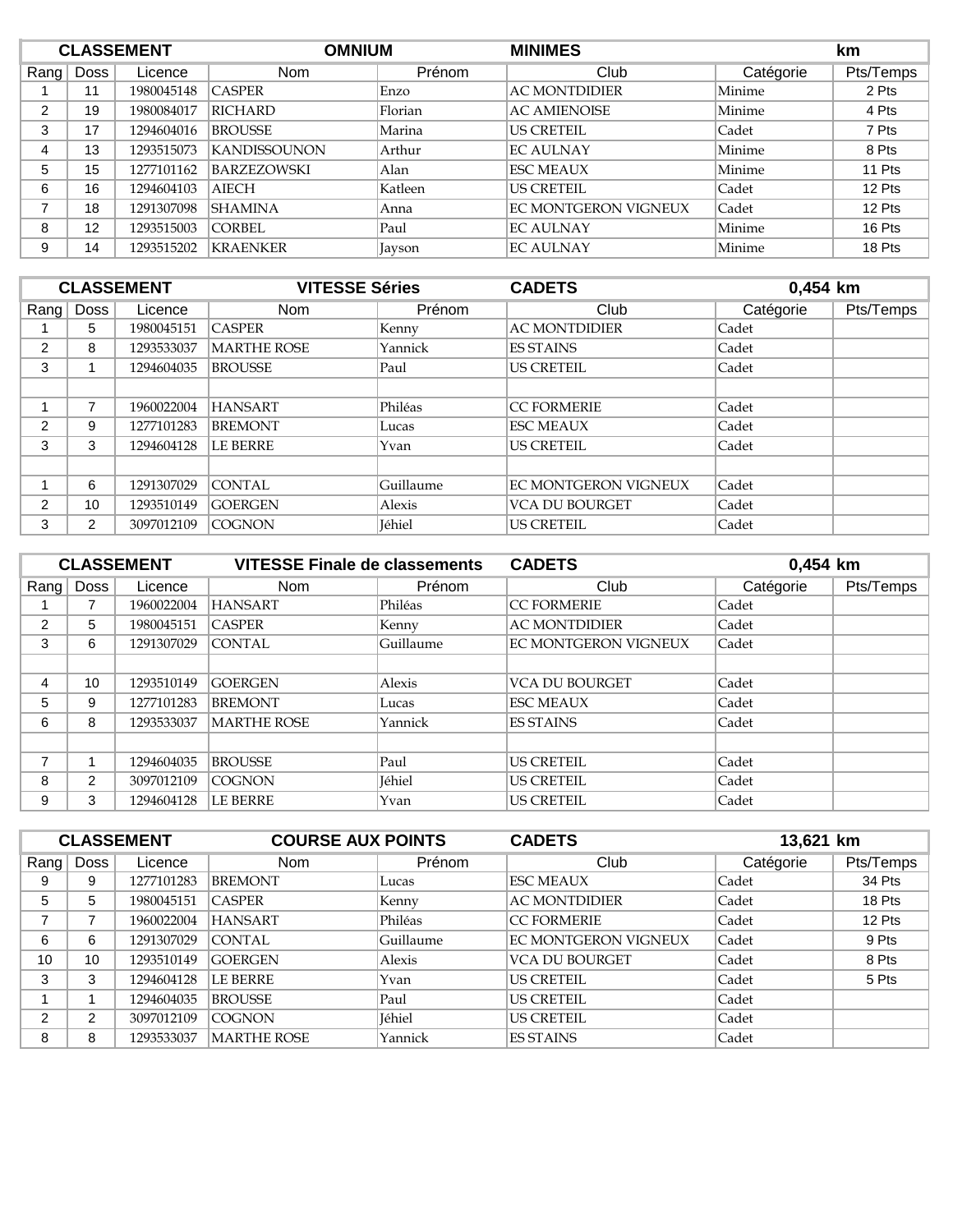| CLASSEMENT | | | OMNIUM | | MINIMES | | km |
|---|---|---|---|---|---|---|---|
| Rang | Doss | Licence | Nom | Prénom | Club | Catégorie | Pts/Temps |
| 1 | 11 | 1980045148 | CASPER | Enzo | AC MONTDIDIER | Minime | 2 Pts |
| 2 | 19 | 1980084017 | RICHARD | Florian | AC AMIENOISE | Minime | 4 Pts |
| 3 | 17 | 1294604016 | BROUSSE | Marina | US CRETEIL | Cadet | 7 Pts |
| 4 | 13 | 1293515073 | KANDISSOUNON | Arthur | EC AULNAY | Minime | 8 Pts |
| 5 | 15 | 1277101162 | BARZEZOWSKI | Alan | ESC MEAUX | Minime | 11 Pts |
| 6 | 16 | 1294604103 | AIECH | Katleen | US CRETEIL | Cadet | 12 Pts |
| 7 | 18 | 1291307098 | SHAMINA | Anna | EC MONTGERON VIGNEUX | Cadet | 12 Pts |
| 8 | 12 | 1293515003 | CORBEL | Paul | EC AULNAY | Minime | 16 Pts |
| 9 | 14 | 1293515202 | KRAENKER | Jayson | EC AULNAY | Minime | 18 Pts |

| CLASSEMENT | | | VITESSE Séries | | CADETS | | 0,454 km |
|---|---|---|---|---|---|---|---|
| Rang | Doss | Licence | Nom | Prénom | Club | Catégorie | Pts/Temps |
| 1 | 5 | 1980045151 | CASPER | Kenny | AC MONTDIDIER | Cadet | |
| 2 | 8 | 1293533037 | MARTHE ROSE | Yannick | ES STAINS | Cadet | |
| 3 | 1 | 1294604035 | BROUSSE | Paul | US CRETEIL | Cadet | |
| | | | | | | | |
| 1 | 7 | 1960022004 | HANSART | Philéas | CC FORMERIE | Cadet | |
| 2 | 9 | 1277101283 | BREMONT | Lucas | ESC MEAUX | Cadet | |
| 3 | 3 | 1294604128 | LE BERRE | Yvan | US CRETEIL | Cadet | |
| | | | | | | | |
| 1 | 6 | 1291307029 | CONTAL | Guillaume | EC MONTGERON VIGNEUX | Cadet | |
| 2 | 10 | 1293510149 | GOERGEN | Alexis | VCA DU BOURGET | Cadet | |
| 3 | 2 | 3097012109 | COGNON | Jéhiel | US CRETEIL | Cadet | |

| CLASSEMENT | | | VITESSE Finale de classements | | CADETS | | 0,454 km |
|---|---|---|---|---|---|---|---|
| Rang | Doss | Licence | Nom | Prénom | Club | Catégorie | Pts/Temps |
| 1 | 7 | 1960022004 | HANSART | Philéas | CC FORMERIE | Cadet | |
| 2 | 5 | 1980045151 | CASPER | Kenny | AC MONTDIDIER | Cadet | |
| 3 | 6 | 1291307029 | CONTAL | Guillaume | EC MONTGERON VIGNEUX | Cadet | |
| | | | | | | | |
| 4 | 10 | 1293510149 | GOERGEN | Alexis | VCA DU BOURGET | Cadet | |
| 5 | 9 | 1277101283 | BREMONT | Lucas | ESC MEAUX | Cadet | |
| 6 | 8 | 1293533037 | MARTHE ROSE | Yannick | ES STAINS | Cadet | |
| | | | | | | | |
| 7 | 1 | 1294604035 | BROUSSE | Paul | US CRETEIL | Cadet | |
| 8 | 2 | 3097012109 | COGNON | Jéhiel | US CRETEIL | Cadet | |
| 9 | 3 | 1294604128 | LE BERRE | Yvan | US CRETEIL | Cadet | |

| CLASSEMENT | | | COURSE AUX POINTS | | CADETS | | 13,621 km |
|---|---|---|---|---|---|---|---|
| Rang | Doss | Licence | Nom | Prénom | Club | Catégorie | Pts/Temps |
| 9 | 9 | 1277101283 | BREMONT | Lucas | ESC MEAUX | Cadet | 34 Pts |
| 5 | 5 | 1980045151 | CASPER | Kenny | AC MONTDIDIER | Cadet | 18 Pts |
| 7 | 7 | 1960022004 | HANSART | Philéas | CC FORMERIE | Cadet | 12 Pts |
| 6 | 6 | 1291307029 | CONTAL | Guillaume | EC MONTGERON VIGNEUX | Cadet | 9 Pts |
| 10 | 10 | 1293510149 | GOERGEN | Alexis | VCA DU BOURGET | Cadet | 8 Pts |
| 3 | 3 | 1294604128 | LE BERRE | Yvan | US CRETEIL | Cadet | 5 Pts |
| 1 | 1 | 1294604035 | BROUSSE | Paul | US CRETEIL | Cadet | |
| 2 | 2 | 3097012109 | COGNON | Jéhiel | US CRETEIL | Cadet | |
| 8 | 8 | 1293533037 | MARTHE ROSE | Yannick | ES STAINS | Cadet | |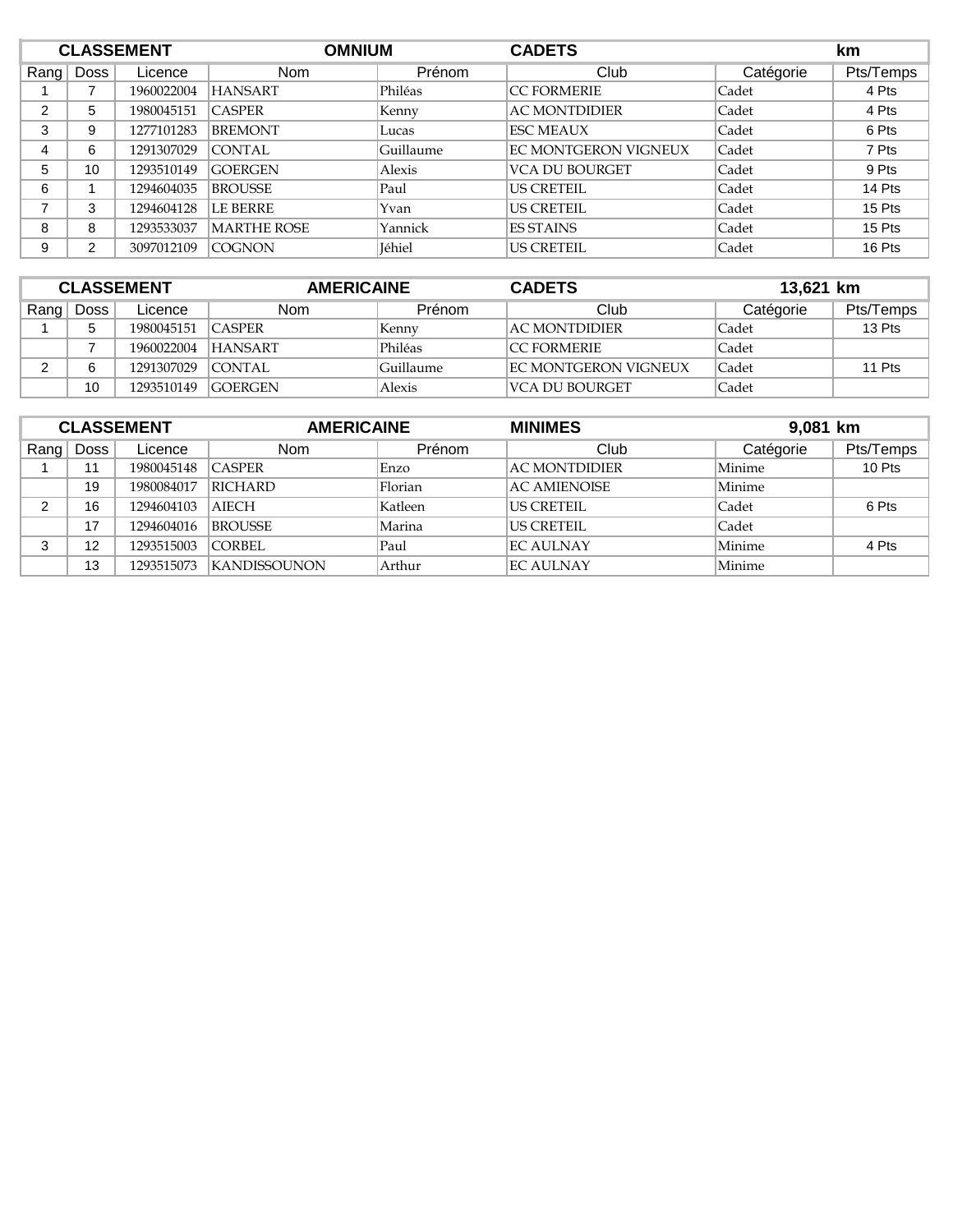| CLASSEMENT | | | | OMNIUM | CADETS | | km |
|---|---|---|---|---|---|---|---|
| Rang | Doss | Licence | Nom | Prénom | Club | Catégorie | Pts/Temps |
| 1 | 7 | 1960022004 | HANSART | Philéas | CC FORMERIE | Cadet | 4 Pts |
| 2 | 5 | 1980045151 | CASPER | Kenny | AC MONTDIDIER | Cadet | 4 Pts |
| 3 | 9 | 1277101283 | BREMONT | Lucas | ESC MEAUX | Cadet | 6 Pts |
| 4 | 6 | 1291307029 | CONTAL | Guillaume | EC MONTGERON VIGNEUX | Cadet | 7 Pts |
| 5 | 10 | 1293510149 | GOERGEN | Alexis | VCA DU BOURGET | Cadet | 9 Pts |
| 6 | 1 | 1294604035 | BROUSSE | Paul | US CRETEIL | Cadet | 14 Pts |
| 7 | 3 | 1294604128 | LE BERRE | Yvan | US CRETEIL | Cadet | 15 Pts |
| 8 | 8 | 1293533037 | MARTHE ROSE | Yannick | ES STAINS | Cadet | 15 Pts |
| 9 | 2 | 3097012109 | COGNON | Jéhiel | US CRETEIL | Cadet | 16 Pts |

| CLASSEMENT | | | | AMERICAINE | CADETS | | 13,621 km |
|---|---|---|---|---|---|---|---|
| Rang | Doss | Licence | Nom | Prénom | Club | Catégorie | Pts/Temps |
| 1 | 5 | 1980045151 | CASPER | Kenny | AC MONTDIDIER | Cadet | 13 Pts |
| | 7 | 1960022004 | HANSART | Philéas | CC FORMERIE | Cadet | |
| 2 | 6 | 1291307029 | CONTAL | Guillaume | EC MONTGERON VIGNEUX | Cadet | 11 Pts |
| | 10 | 1293510149 | GOERGEN | Alexis | VCA DU BOURGET | Cadet | |

| CLASSEMENT | | | | AMERICAINE | MINIMES | | 9,081 km |
|---|---|---|---|---|---|---|---|
| Rang | Doss | Licence | Nom | Prénom | Club | Catégorie | Pts/Temps |
| 1 | 11 | 1980045148 | CASPER | Enzo | AC MONTDIDIER | Minime | 10 Pts |
| | 19 | 1980084017 | RICHARD | Florian | AC AMIENOISE | Minime | |
| 2 | 16 | 1294604103 | AIECH | Katleen | US CRETEIL | Cadet | 6 Pts |
| | 17 | 1294604016 | BROUSSE | Marina | US CRETEIL | Cadet | |
| 3 | 12 | 1293515003 | CORBEL | Paul | EC AULNAY | Minime | 4 Pts |
| | 13 | 1293515073 | KANDISSOUNON | Arthur | EC AULNAY | Minime | |